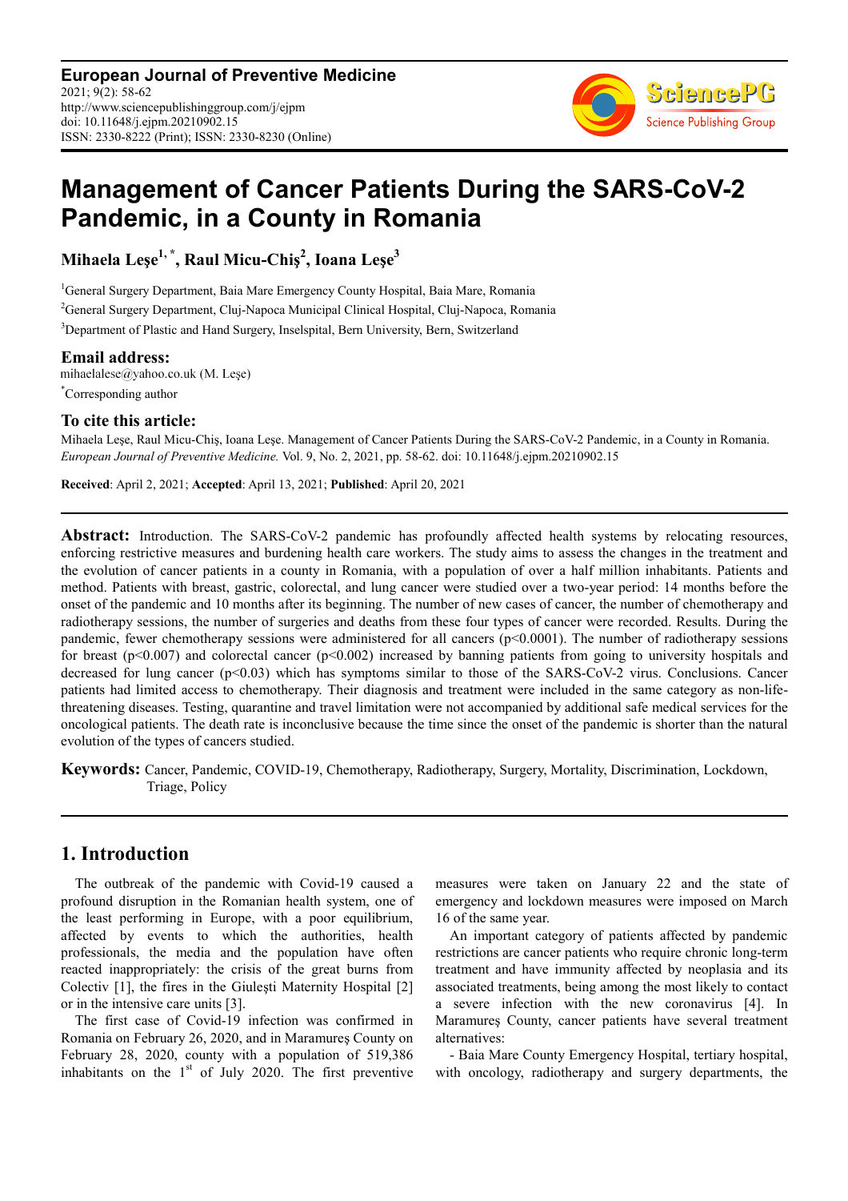# Management of Cancer Patients During the SARS-CoV-2 Pandemic, in a County in Romania

**Mihaela Leşe[1,*], Raul Micu-Chiş[2], Ioana Leşe[3]**

[1]General Surgery Department, Baia Mare Emergency County Hospital, Baia Mare, Romania

[2]General Surgery Department, Cluj-Napoca Municipal Clinical Hospital, Cluj-Napoca, Romania

[3]Department of Plastic and Hand Surgery, Inselspital, Bern University, Bern, Switzerland

## Email address:

mihaelalese@yahoo.co.uk (M. Leşe)

[*]Corresponding author

## To cite this article:

Mihaela Leşe, Raul Micu-Chiş, Ioana Leşe. Management of Cancer Patients During the SARS-CoV-2 Pandemic, in a County in Romania. *European Journal of Preventive Medicine.* Vol. 9, No. 2, 2021, pp. 58-62. doi: 10.11648/j.ejpm.20210902.15

**Received**: April 2, 2021; **Accepted**: April 13, 2021; **Published**: April 20, 2021

---

**Abstract:** Introduction. The SARS-CoV-2 pandemic has profoundly affected health systems by relocating resources, enforcing restrictive measures and burdening health care workers. The study aims to assess the changes in the treatment and the evolution of cancer patients in a county in Romania, with a population of over a half million inhabitants. Patients and method. Patients with breast, gastric, colorectal, and lung cancer were studied over a two-year period: 14 months before the onset of the pandemic and 10 months after its beginning. The number of new cases of cancer, the number of chemotherapy and radiotherapy sessions, the number of surgeries and deaths from these four types of cancer were recorded. Results. During the pandemic, fewer chemotherapy sessions were administered for all cancers ($p<0.0001$). The number of radiotherapy sessions for breast ($p<0.007$) and colorectal cancer ($p<0.002$) increased by banning patients from going to university hospitals and decreased for lung cancer ($p<0.03$) which has symptoms similar to those of the SARS-CoV-2 virus. Conclusions. Cancer patients had limited access to chemotherapy. Their diagnosis and treatment were included in the same category as non-life-threatening diseases. Testing, quarantine and travel limitation were not accompanied by additional safe medical services for the oncological patients. The death rate is inconclusive because the time since the onset of the pandemic is shorter than the natural evolution of the types of cancers studied.

**Keywords:** Cancer, Pandemic, COVID-19, Chemotherapy, Radiotherapy, Surgery, Mortality, Discrimination, Lockdown, Triage, Policy

---

## 1. Introduction

The outbreak of the pandemic with Covid-19 caused a profound disruption in the Romanian health system, one of the least performing in Europe, with a poor equilibrium, affected by events to which the authorities, health professionals, the media and the population have often reacted inappropriately: the crisis of the great burns from Colectiv [1], the fires in the Giuleşti Maternity Hospital [2] or in the intensive care units [3].

The first case of Covid-19 infection was confirmed in Romania on February 26, 2020, and in Maramureş County on February 28, 2020, county with a population of 519,386 inhabitants on the 1st of July 2020. The first preventive measures were taken on January 22 and the state of emergency and lockdown measures were imposed on March 16 of the same year.

An important category of patients affected by pandemic restrictions are cancer patients who require chronic long-term treatment and have immunity affected by neoplasia and its associated treatments, being among the most likely to contact a severe infection with the new coronavirus [4]. In Maramureş County, cancer patients have several treatment alternatives:

- Baia Mare County Emergency Hospital, tertiary hospital, with oncology, radiotherapy and surgery departments, the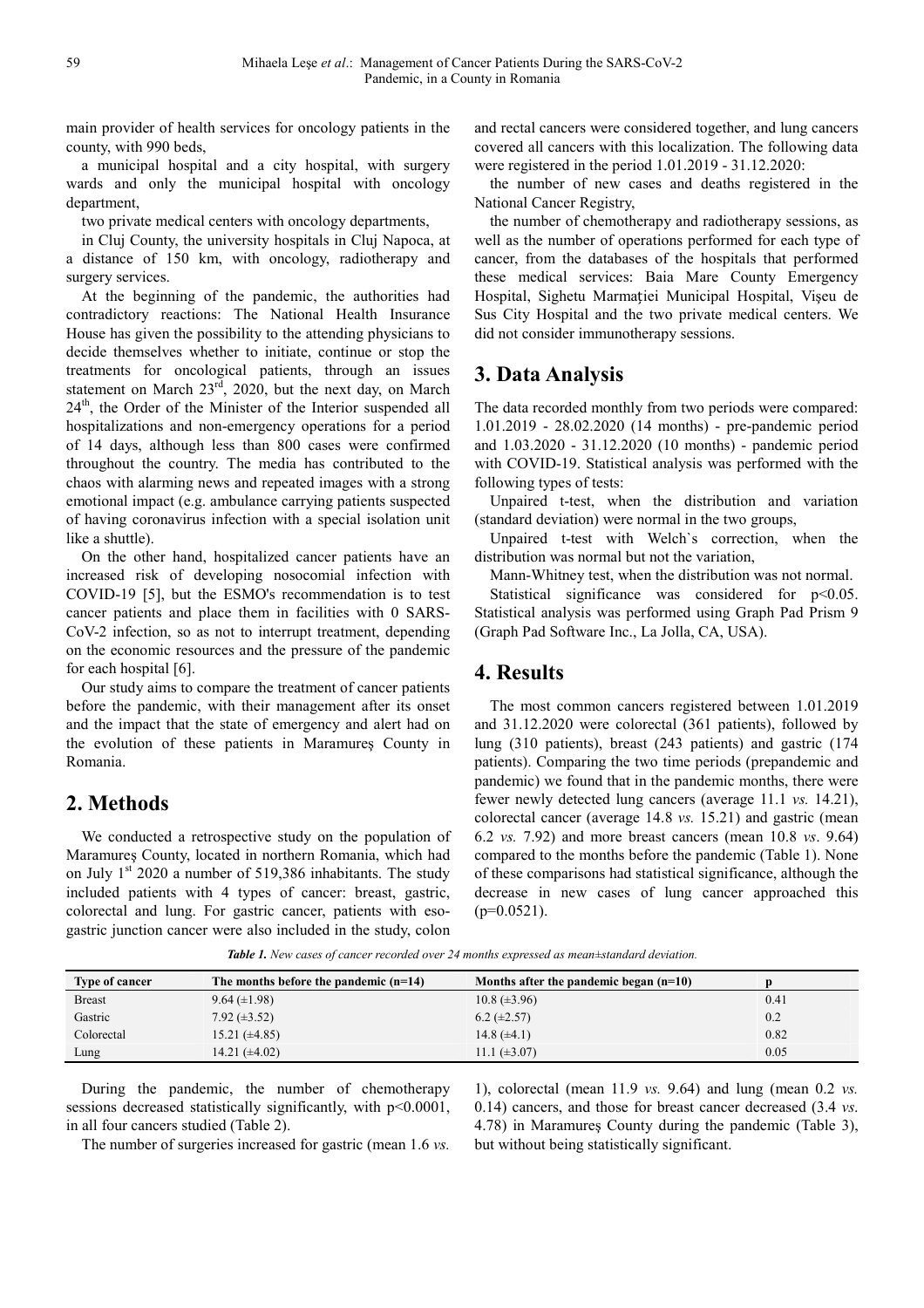main provider of health services for oncology patients in the county, with 990 beds,

a municipal hospital and a city hospital, with surgery wards and only the municipal hospital with oncology department,

two private medical centers with oncology departments,

in Cluj County, the university hospitals in Cluj Napoca, at a distance of 150 km, with oncology, radiotherapy and surgery services.

At the beginning of the pandemic, the authorities had contradictory reactions: The National Health Insurance House has given the possibility to the attending physicians to decide themselves whether to initiate, continue or stop the treatments for oncological patients, through an issues statement on March 23rd, 2020, but the next day, on March 24th, the Order of the Minister of the Interior suspended all hospitalizations and non-emergency operations for a period of 14 days, although less than 800 cases were confirmed throughout the country. The media has contributed to the chaos with alarming news and repeated images with a strong emotional impact (e.g. ambulance carrying patients suspected of having coronavirus infection with a special isolation unit like a shuttle).

On the other hand, hospitalized cancer patients have an increased risk of developing nosocomial infection with COVID-19 [5], but the ESMO's recommendation is to test cancer patients and place them in facilities with 0 SARS-CoV-2 infection, so as not to interrupt treatment, depending on the economic resources and the pressure of the pandemic for each hospital [6].

Our study aims to compare the treatment of cancer patients before the pandemic, with their management after its onset and the impact that the state of emergency and alert had on the evolution of these patients in Maramureş County in Romania.

## 2. Methods

We conducted a retrospective study on the population of Maramureş County, located in northern Romania, which had on July 1st 2020 a number of 519,386 inhabitants. The study included patients with 4 types of cancer: breast, gastric, colorectal and lung. For gastric cancer, patients with eso-gastric junction cancer were also included in the study, colon and rectal cancers were considered together, and lung cancers covered all cancers with this localization. The following data were registered in the period 1.01.2019 - 31.12.2020:

the number of new cases and deaths registered in the National Cancer Registry,

the number of chemotherapy and radiotherapy sessions, as well as the number of operations performed for each type of cancer, from the databases of the hospitals that performed these medical services: Baia Mare County Emergency Hospital, Sighetu Marmației Municipal Hospital, Vişeu de Sus City Hospital and the two private medical centers. We did not consider immunotherapy sessions.

## 3. Data Analysis

The data recorded monthly from two periods were compared: 1.01.2019 - 28.02.2020 (14 months) - pre-pandemic period and 1.03.2020 - 31.12.2020 (10 months) - pandemic period with COVID-19. Statistical analysis was performed with the following types of tests:

Unpaired t-test, when the distribution and variation (standard deviation) were normal in the two groups,

Unpaired t-test with Welch`s correction, when the distribution was normal but not the variation,

Mann-Whitney test, when the distribution was not normal.

Statistical significance was considered for $p<0.05$. Statistical analysis was performed using Graph Pad Prism 9 (Graph Pad Software Inc., La Jolla, CA, USA).

## 4. Results

The most common cancers registered between 1.01.2019 and 31.12.2020 were colorectal (361 patients), followed by lung (310 patients), breast (243 patients) and gastric (174 patients). Comparing the two time periods (prepandemic and pandemic) we found that in the pandemic months, there were fewer newly detected lung cancers (average 11.1 *vs.* 14.21), colorectal cancer (average 14.8 *vs.* 15.21) and gastric (mean 6.2 *vs.* 7.92) and more breast cancers (mean 10.8 *vs*. 9.64) compared to the months before the pandemic (Table 1). None of these comparisons had statistical significance, although the decrease in new cases of lung cancer approached this ($p=0.0521$).

***Table 1.*** *New cases of cancer recorded over 24 months expressed as mean±standard deviation.*

| Type of cancer | The months before the pandemic (n=14) | Months after the pandemic began (n=10) | p |
|---|---|---|---|
| Breast | 9.64 (±1.98) | 10.8 (±3.96) | 0.41 |
| Gastric | 7.92 (±3.52) | 6.2 (±2.57) | 0.2 |
| Colorectal | 15.21 (±4.85) | 14.8 (±4.1) | 0.82 |
| Lung | 14.21 (±4.02) | 11.1 (±3.07) | 0.05 |

During the pandemic, the number of chemotherapy sessions decreased statistically significantly, with $p<0.0001$, in all four cancers studied (Table 2).

The number of surgeries increased for gastric (mean 1.6 *vs.* 1), colorectal (mean 11.9 *vs.* 9.64) and lung (mean 0.2 *vs.* 0.14) cancers, and those for breast cancer decreased (3.4 *vs*. 4.78) in Maramureş County during the pandemic (Table 3), but without being statistically significant.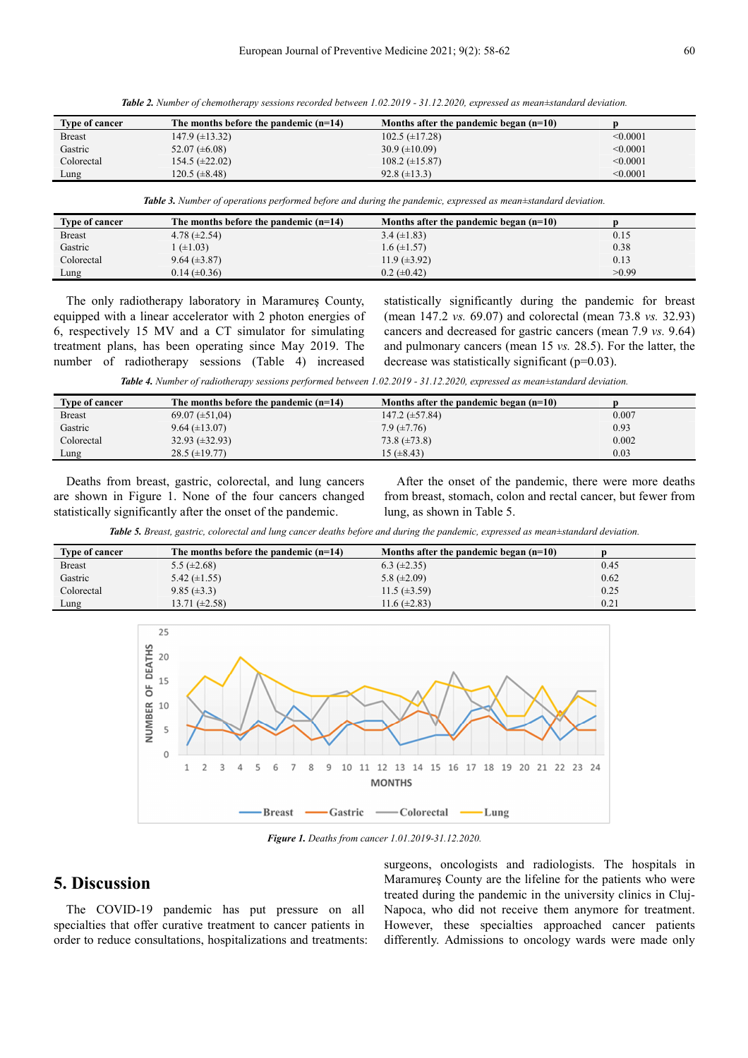*Table 2. Number of chemotherapy sessions recorded between 1.02.2019 - 31.12.2020, expressed as mean±standard deviation.*

| Type of cancer | The months before the pandemic (n=14) | Months after the pandemic began (n=10) | p |
|---|---|---|---|
| Breast | 147.9 (±13.32) | 102.5 (±17.28) | <0.0001 |
| Gastric | 52.07 (±6.08) | 30.9 (±10.09) | <0.0001 |
| Colorectal | 154.5 (±22.02) | 108.2 (±15.87) | <0.0001 |
| Lung | 120.5 (±8.48) | 92.8 (±13.3) | <0.0001 |

*Table 3. Number of operations performed before and during the pandemic, expressed as mean±standard deviation.*

| Type of cancer | The months before the pandemic (n=14) | Months after the pandemic began (n=10) | p |
|---|---|---|---|
| Breast | 4.78 (±2.54) | 3.4 (±1.83) | 0.15 |
| Gastric | 1 (±1.03) | 1.6 (±1.57) | 0.38 |
| Colorectal | 9.64 (±3.87) | 11.9 (±3.92) | 0.13 |
| Lung | 0.14 (±0.36) | 0.2 (±0.42) | >0.99 |

The only radiotherapy laboratory in Maramureş County, equipped with a linear accelerator with 2 photon energies of 6, respectively 15 MV and a CT simulator for simulating treatment plans, has been operating since May 2019. The number of radiotherapy sessions (Table 4) increased statistically significantly during the pandemic for breast (mean 147.2 *vs.* 69.07) and colorectal (mean 73.8 *vs.* 32.93) cancers and decreased for gastric cancers (mean 7.9 *vs.* 9.64) and pulmonary cancers (mean 15 *vs.* 28.5). For the latter, the decrease was statistically significant (p=0.03).

*Table 4. Number of radiotherapy sessions performed between 1.02.2019 - 31.12.2020, expressed as mean±standard deviation.*

| Type of cancer | The months before the pandemic (n=14) | Months after the pandemic began (n=10) | p |
|---|---|---|---|
| Breast | 69.07 (±51,04) | 147.2 (±57.84) | 0.007 |
| Gastric | 9.64 (±13.07) | 7.9 (±7.76) | 0.93 |
| Colorectal | 32.93 (±32.93) | 73.8 (±73.8) | 0.002 |
| Lung | 28.5 (±19.77) | 15 (±8.43) | 0.03 |

Deaths from breast, gastric, colorectal, and lung cancers are shown in Figure 1. None of the four cancers changed statistically significantly after the onset of the pandemic.

After the onset of the pandemic, there were more deaths from breast, stomach, colon and rectal cancer, but fewer from lung, as shown in Table 5.

*Table 5. Breast, gastric, colorectal and lung cancer deaths before and during the pandemic, expressed as mean±standard deviation.*

| Type of cancer | The months before the pandemic (n=14) | Months after the pandemic began (n=10) | p |
|---|---|---|---|
| Breast | 5.5 (±2.68) | 6.3 (±2.35) | 0.45 |
| Gastric | 5.42 (±1.55) | 5.8 (±2.09) | 0.62 |
| Colorectal | 9.85 (±3.3) | 11.5 (±3.59) | 0.25 |
| Lung | 13.71 (±2.58) | 11.6 (±2.83) | 0.21 |

***Figure 1.** Deaths from cancer 1.01.2019-31.12.2020.*

## 5. Discussion

The COVID-19 pandemic has put pressure on all specialties that offer curative treatment to cancer patients in order to reduce consultations, hospitalizations and treatments: surgeons, oncologists and radiologists. The hospitals in Maramureş County are the lifeline for the patients who were treated during the pandemic in the university clinics in Cluj-Napoca, who did not receive them anymore for treatment. However, these specialties approached cancer patients differently. Admissions to oncology wards were made only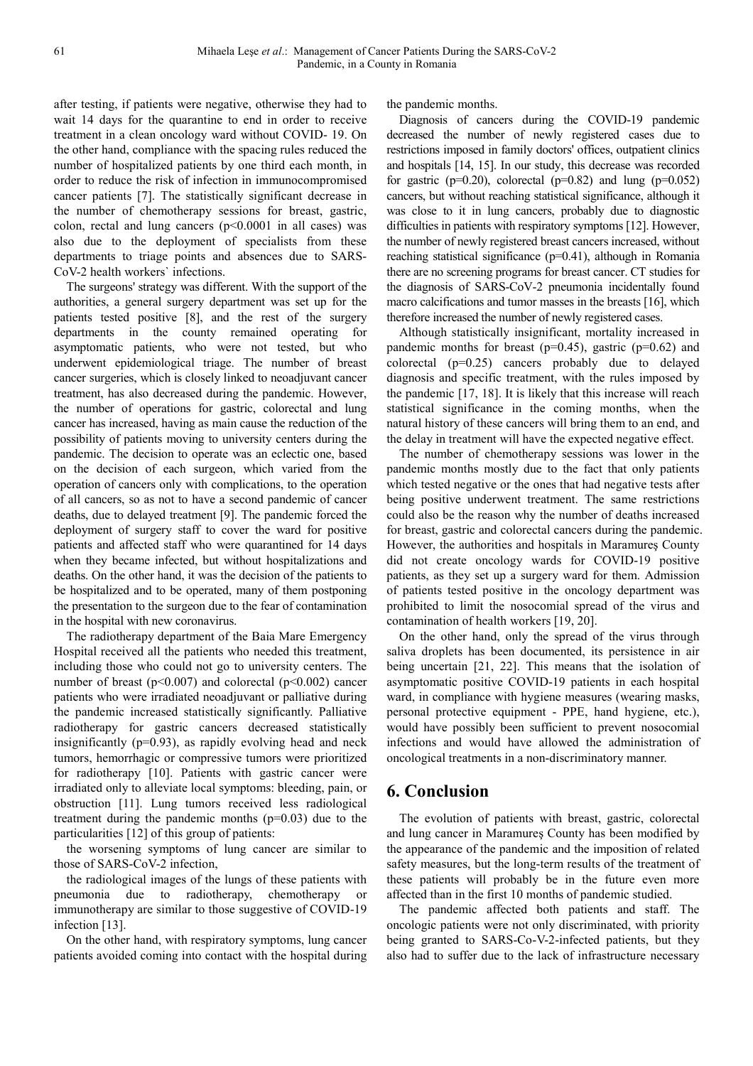after testing, if patients were negative, otherwise they had to wait 14 days for the quarantine to end in order to receive treatment in a clean oncology ward without COVID- 19. On the other hand, compliance with the spacing rules reduced the number of hospitalized patients by one third each month, in order to reduce the risk of infection in immunocompromised cancer patients [7]. The statistically significant decrease in the number of chemotherapy sessions for breast, gastric, colon, rectal and lung cancers ($p<0.0001$ in all cases) was also due to the deployment of specialists from these departments to triage points and absences due to SARS-CoV-2 health workers` infections.

The surgeons' strategy was different. With the support of the authorities, a general surgery department was set up for the patients tested positive [8], and the rest of the surgery departments in the county remained operating for asymptomatic patients, who were not tested, but who underwent epidemiological triage. The number of breast cancer surgeries, which is closely linked to neoadjuvant cancer treatment, has also decreased during the pandemic. However, the number of operations for gastric, colorectal and lung cancer has increased, having as main cause the reduction of the possibility of patients moving to university centers during the pandemic. The decision to operate was an eclectic one, based on the decision of each surgeon, which varied from the operation of cancers only with complications, to the operation of all cancers, so as not to have a second pandemic of cancer deaths, due to delayed treatment [9]. The pandemic forced the deployment of surgery staff to cover the ward for positive patients and affected staff who were quarantined for 14 days when they became infected, but without hospitalizations and deaths. On the other hand, it was the decision of the patients to be hospitalized and to be operated, many of them postponing the presentation to the surgeon due to the fear of contamination in the hospital with new coronavirus.

The radiotherapy department of the Baia Mare Emergency Hospital received all the patients who needed this treatment, including those who could not go to university centers. The number of breast ($p<0.007$) and colorectal ($p<0.002$) cancer patients who were irradiated neoadjuvant or palliative during the pandemic increased statistically significantly. Palliative radiotherapy for gastric cancers decreased statistically insignificantly ($p=0.93$), as rapidly evolving head and neck tumors, hemorrhagic or compressive tumors were prioritized for radiotherapy [10]. Patients with gastric cancer were irradiated only to alleviate local symptoms: bleeding, pain, or obstruction [11]. Lung tumors received less radiological treatment during the pandemic months ($p=0.03$) due to the particularities [12] of this group of patients:

the worsening symptoms of lung cancer are similar to those of SARS-CoV-2 infection,

the radiological images of the lungs of these patients with pneumonia due to radiotherapy, chemotherapy or immunotherapy are similar to those suggestive of COVID-19 infection [13].

On the other hand, with respiratory symptoms, lung cancer patients avoided coming into contact with the hospital during the pandemic months.

Diagnosis of cancers during the COVID-19 pandemic decreased the number of newly registered cases due to restrictions imposed in family doctors' offices, outpatient clinics and hospitals [14, 15]. In our study, this decrease was recorded for gastric ($p=0.20$), colorectal ($p=0.82$) and lung ($p=0.052$) cancers, but without reaching statistical significance, although it was close to it in lung cancers, probably due to diagnostic difficulties in patients with respiratory symptoms [12]. However, the number of newly registered breast cancers increased, without reaching statistical significance ($p=0.41$), although in Romania there are no screening programs for breast cancer. CT studies for the diagnosis of SARS-CoV-2 pneumonia incidentally found macro calcifications and tumor masses in the breasts [16], which therefore increased the number of newly registered cases.

Although statistically insignificant, mortality increased in pandemic months for breast ($p=0.45$), gastric ($p=0.62$) and colorectal ($p=0.25$) cancers probably due to delayed diagnosis and specific treatment, with the rules imposed by the pandemic [17, 18]. It is likely that this increase will reach statistical significance in the coming months, when the natural history of these cancers will bring them to an end, and the delay in treatment will have the expected negative effect.

The number of chemotherapy sessions was lower in the pandemic months mostly due to the fact that only patients which tested negative or the ones that had negative tests after being positive underwent treatment. The same restrictions could also be the reason why the number of deaths increased for breast, gastric and colorectal cancers during the pandemic. However, the authorities and hospitals in Maramureş County did not create oncology wards for COVID-19 positive patients, as they set up a surgery ward for them. Admission of patients tested positive in the oncology department was prohibited to limit the nosocomial spread of the virus and contamination of health workers [19, 20].

On the other hand, only the spread of the virus through saliva droplets has been documented, its persistence in air being uncertain [21, 22]. This means that the isolation of asymptomatic positive COVID-19 patients in each hospital ward, in compliance with hygiene measures (wearing masks, personal protective equipment - PPE, hand hygiene, etc.), would have possibly been sufficient to prevent nosocomial infections and would have allowed the administration of oncological treatments in a non-discriminatory manner.

# 6. Conclusion

The evolution of patients with breast, gastric, colorectal and lung cancer in Maramureş County has been modified by the appearance of the pandemic and the imposition of related safety measures, but the long-term results of the treatment of these patients will probably be in the future even more affected than in the first 10 months of pandemic studied.

The pandemic affected both patients and staff. The oncologic patients were not only discriminated, with priority being granted to SARS-Co-V-2-infected patients, but they also had to suffer due to the lack of infrastructure necessary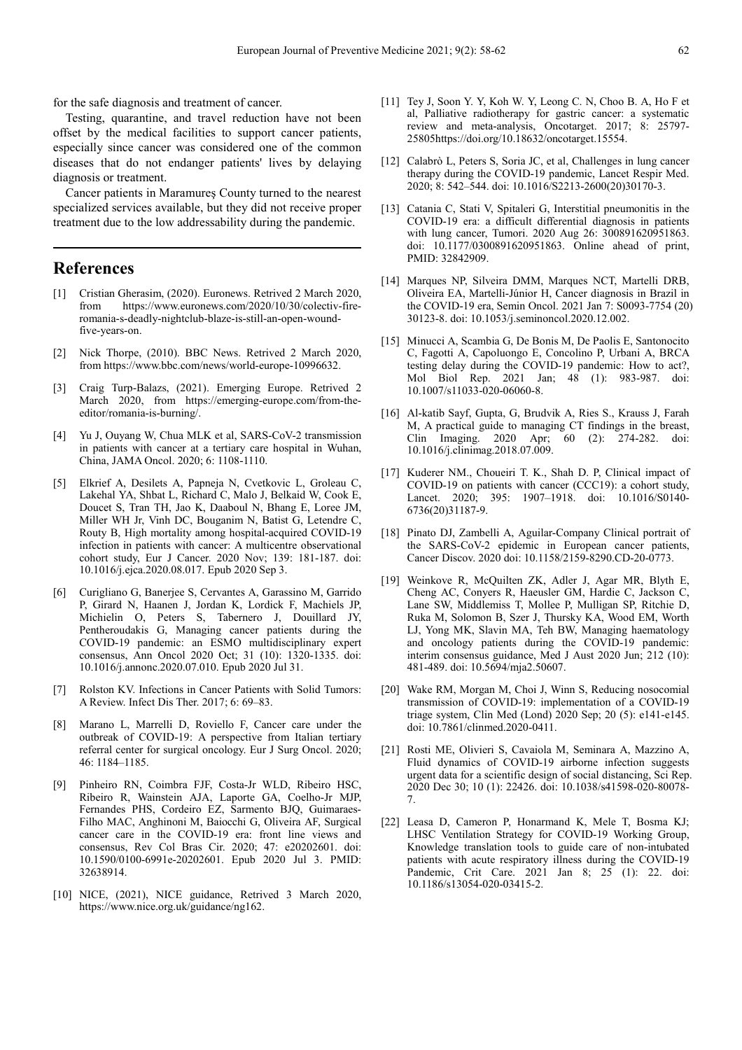for the safe diagnosis and treatment of cancer.

Testing, quarantine, and travel reduction have not been offset by the medical facilities to support cancer patients, especially since cancer was considered one of the common diseases that do not endanger patients' lives by delaying diagnosis or treatment.

Cancer patients in Maramureş County turned to the nearest specialized services available, but they did not receive proper treatment due to the low addressability during the pandemic.

## References

[1] Cristian Gherasim, (2020). Euronews. Retrived 2 March 2020, from https://www.euronews.com/2020/10/30/colectiv-fire-romania-s-deadly-nightclub-blaze-is-still-an-open-wound-five-years-on.

[2] Nick Thorpe, (2010). BBC News. Retrived 2 March 2020, from https://www.bbc.com/news/world-europe-10996632.

[3] Craig Turp-Balazs, (2021). Emerging Europe. Retrived 2 March 2020, from https://emerging-europe.com/from-the-editor/romania-is-burning/.

[4] Yu J, Ouyang W, Chua MLK et al, SARS-CoV-2 transmission in patients with cancer at a tertiary care hospital in Wuhan, China, JAMA Oncol. 2020; 6: 1108-1110.

[5] Elkrief A, Desilets A, Papneja N, Cvetkovic L, Groleau C, Lakehal YA, Shbat L, Richard C, Malo J, Belkaid W, Cook E, Doucet S, Tran TH, Jao K, Daaboul N, Bhang E, Loree JM, Miller WH Jr, Vinh DC, Bouganim N, Batist G, Letendre C, Routy B, High mortality among hospital-acquired COVID-19 infection in patients with cancer: A multicentre observational cohort study, Eur J Cancer. 2020 Nov; 139: 181-187. doi: 10.1016/j.ejca.2020.08.017. Epub 2020 Sep 3.

[6] Curigliano G, Banerjee S, Cervantes A, Garassino M, Garrido P, Girard N, Haanen J, Jordan K, Lordick F, Machiels JP, Michielin O, Peters S, Tabernero J, Douillard JY, Pentheroudakis G, Managing cancer patients during the COVID-19 pandemic: an ESMO multidisciplinary expert consensus, Ann Oncol 2020 Oct; 31 (10): 1320-1335. doi: 10.1016/j.annonc.2020.07.010. Epub 2020 Jul 31.

[7] Rolston KV. Infections in Cancer Patients with Solid Tumors: A Review. Infect Dis Ther. 2017; 6: 69–83.

[8] Marano L, Marrelli D, Roviello F, Cancer care under the outbreak of COVID-19: A perspective from Italian tertiary referral center for surgical oncology. Eur J Surg Oncol. 2020; 46: 1184–1185.

[9] Pinheiro RN, Coimbra FJF, Costa-Jr WLD, Ribeiro HSC, Ribeiro R, Wainstein AJA, Laporte GA, Coelho-Jr MJP, Fernandes PHS, Cordeiro EZ, Sarmento BJQ, Guimaraes-Filho MAC, Anghinoni M, Baiocchi G, Oliveira AF, Surgical cancer care in the COVID-19 era: front line views and consensus, Rev Col Bras Cir. 2020; 47: e20202601. doi: 10.1590/0100-6991e-20202601. Epub 2020 Jul 3. PMID: 32638914.

[10] NICE, (2021), NICE guidance, Retrived 3 March 2020, https://www.nice.org.uk/guidance/ng162.

[11] Tey J, Soon Y. Y, Koh W. Y, Leong C. N, Choo B. A, Ho F et al, Palliative radiotherapy for gastric cancer: a systematic review and meta-analysis, Oncotarget. 2017; 8: 25797-25805https://doi.org/10.18632/oncotarget.15554.

[12] Calabrò L, Peters S, Soria JC, et al, Challenges in lung cancer therapy during the COVID-19 pandemic, Lancet Respir Med. 2020; 8: 542–544. doi: 10.1016/S2213-2600(20)30170-3.

[13] Catania C, Stati V, Spitaleri G, Interstitial pneumonitis in the COVID-19 era: a difficult differential diagnosis in patients with lung cancer, Tumori. 2020 Aug 26: 300891620951863. doi: 10.1177/0300891620951863. Online ahead of print, PMID: 32842909.

[14] Marques NP, Silveira DMM, Marques NCT, Martelli DRB, Oliveira EA, Martelli-Júnior H, Cancer diagnosis in Brazil in the COVID-19 era, Semin Oncol. 2021 Jan 7: S0093-7754 (20) 30123-8. doi: 10.1053/j.seminoncol.2020.12.002.

[15] Minucci A, Scambia G, De Bonis M, De Paolis E, Santonocito C, Fagotti A, Capoluongo E, Concolino P, Urbani A, BRCA testing delay during the COVID-19 pandemic: How to act?, Mol Biol Rep. 2021 Jan; 48 (1): 983-987. doi: 10.1007/s11033-020-06060-8.

[16] Al-katib Sayf, Gupta, G, Brudvik A, Ries S., Krauss J, Farah M, A practical guide to managing CT findings in the breast, Clin Imaging. 2020 Apr; 60 (2): 274-282. doi: 10.1016/j.clinimag.2018.07.009.

[17] Kuderer NM., Choueiri T. K., Shah D. P, Clinical impact of COVID-19 on patients with cancer (CCC19): a cohort study, Lancet. 2020; 395: 1907–1918. doi: 10.1016/S0140-6736(20)31187-9.

[18] Pinato DJ, Zambelli A, Aguilar-Company Clinical portrait of the SARS-CoV-2 epidemic in European cancer patients, Cancer Discov. 2020 doi: 10.1158/2159-8290.CD-20-0773.

[19] Weinkove R, McQuilten ZK, Adler J, Agar MR, Blyth E, Cheng AC, Conyers R, Haeusler GM, Hardie C, Jackson C, Lane SW, Middlemiss T, Mollee P, Mulligan SP, Ritchie D, Ruka M, Solomon B, Szer J, Thursky KA, Wood EM, Worth LJ, Yong MK, Slavin MA, Teh BW, Managing haematology and oncology patients during the COVID-19 pandemic: interim consensus guidance, Med J Aust 2020 Jun; 212 (10): 481-489. doi: 10.5694/mja2.50607.

[20] Wake RM, Morgan M, Choi J, Winn S, Reducing nosocomial transmission of COVID-19: implementation of a COVID-19 triage system, Clin Med (Lond) 2020 Sep; 20 (5): e141-e145. doi: 10.7861/clinmed.2020-0411.

[21] Rosti ME, Olivieri S, Cavaiola M, Seminara A, Mazzino A, Fluid dynamics of COVID-19 airborne infection suggests urgent data for a scientific design of social distancing, Sci Rep. 2020 Dec 30; 10 (1): 22426. doi: 10.1038/s41598-020-80078-7.

[22] Leasa D, Cameron P, Honarmand K, Mele T, Bosma KJ; LHSC Ventilation Strategy for COVID-19 Working Group, Knowledge translation tools to guide care of non-intubated patients with acute respiratory illness during the COVID-19 Pandemic, Crit Care. 2021 Jan 8; 25 (1): 22. doi: 10.1186/s13054-020-03415-2.